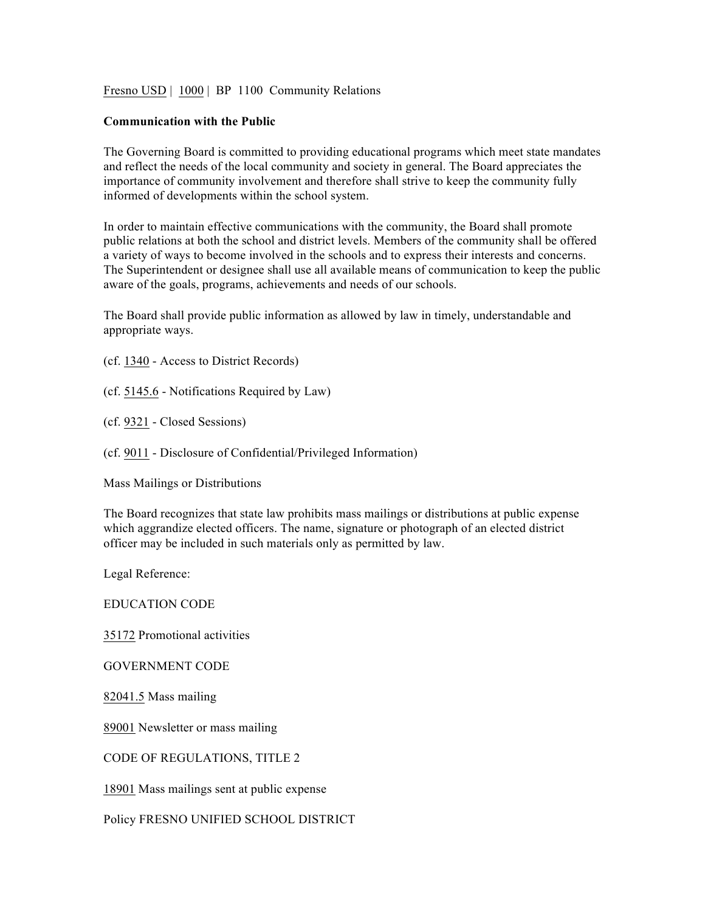Fresno USD | 1000 | BP 1100 Community Relations

**Communication with the Public**

The Governing Board is committed to providing educational programs which meet state mandates and reflect the needs of the local community and society in general. The Board appreciates the importance of community involvement and therefore shall strive to keep the community fully informed of developments within the school system.

In order to maintain effective communications with the community, the Board shall promote public relations at both the school and district levels. Members of the community shall be offered a variety of ways to become involved in the schools and to express their interests and concerns. The Superintendent or designee shall use all available means of communication to keep the public aware of the goals, programs, achievements and needs of our schools.

The Board shall provide public information as allowed by law in timely, understandable and appropriate ways.

(cf. 1340 - Access to District Records)

(cf. 5145.6 - Notifications Required by Law)

(cf. 9321 - Closed Sessions)

(cf. 9011 - Disclosure of Confidential/Privileged Information)

Mass Mailings or Distributions

The Board recognizes that state law prohibits mass mailings or distributions at public expense which aggrandize elected officers. The name, signature or photograph of an elected district officer may be included in such materials only as permitted by law.

Legal Reference:

EDUCATION CODE

35172 Promotional activities

GOVERNMENT CODE

82041.5 Mass mailing

89001 Newsletter or mass mailing

CODE OF REGULATIONS, TITLE 2

18901 Mass mailings sent at public expense

Policy FRESNO UNIFIED SCHOOL DISTRICT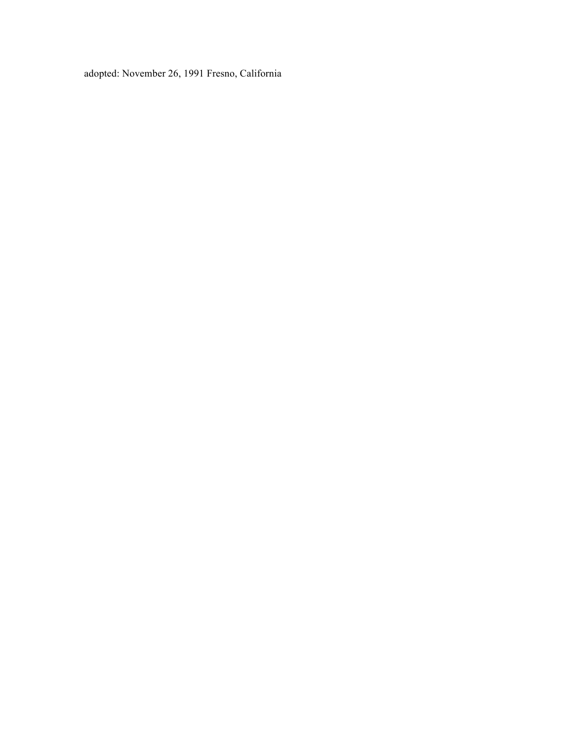adopted: November 26, 1991 Fresno, California